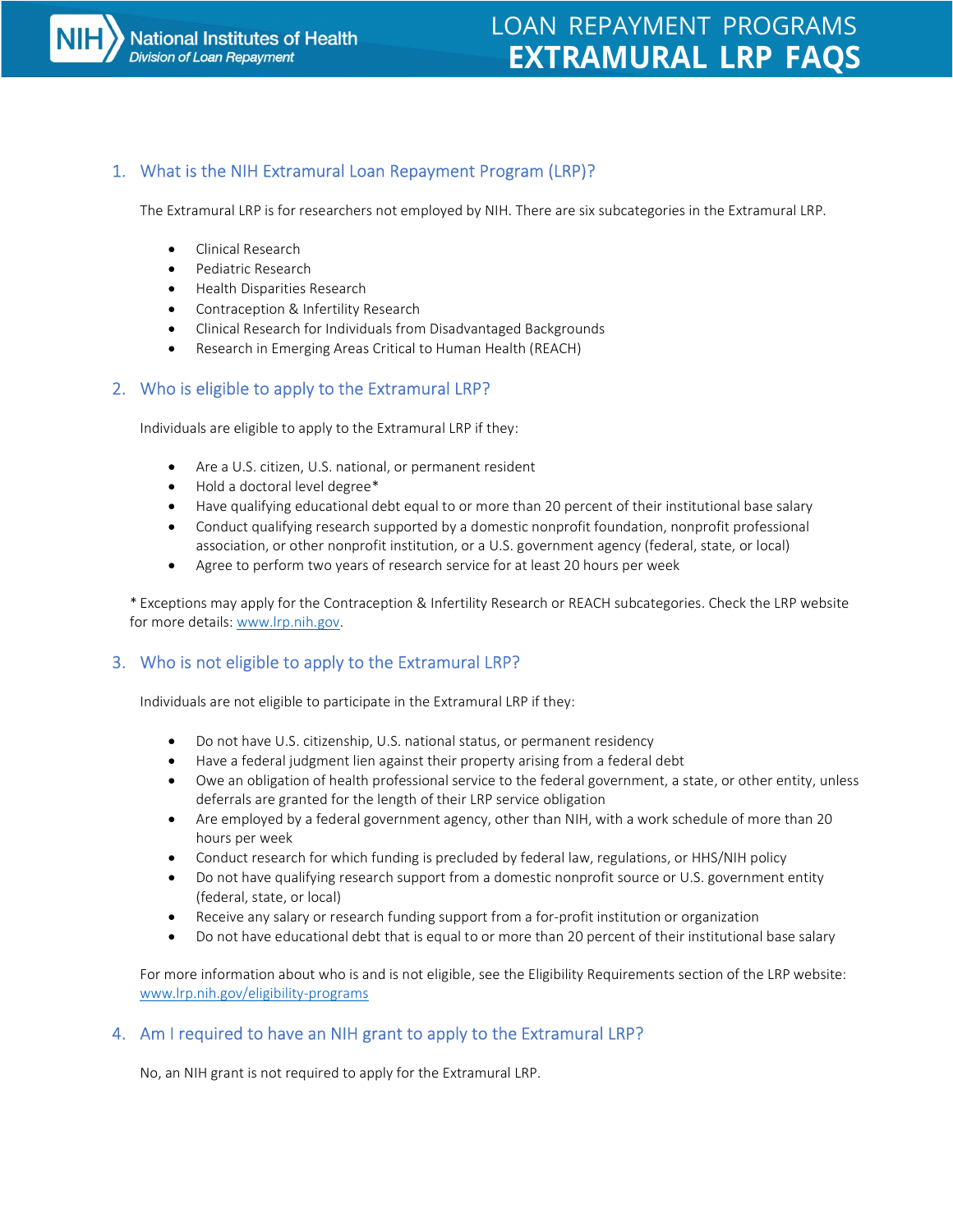# LOAN REPAYMENT PROGRAMS
# EXTRAMURAL LRP FAQS

## 1. What is the NIH Extramural Loan Repayment Program (LRP)?

The Extramural LRP is for researchers not employed by NIH. There are six subcategories in the Extramural LRP.

- Clinical Research
- Pediatric Research
- Health Disparities Research
- Contraception & Infertility Research
- Clinical Research for Individuals from Disadvantaged Backgrounds
- Research in Emerging Areas Critical to Human Health (REACH)

## 2. Who is eligible to apply to the Extramural LRP?

Individuals are eligible to apply to the Extramural LRP if they:

- Are a U.S. citizen, U.S. national, or permanent resident
- Hold a doctoral level degree*
- Have qualifying educational debt equal to or more than 20 percent of their institutional base salary
- Conduct qualifying research supported by a domestic nonprofit foundation, nonprofit professional association, or other nonprofit institution, or a U.S. government agency (federal, state, or local)
- Agree to perform two years of research service for at least 20 hours per week

* Exceptions may apply for the Contraception & Infertility Research or REACH subcategories. Check the LRP website for more details: www.lrp.nih.gov.

## 3. Who is not eligible to apply to the Extramural LRP?

Individuals are not eligible to participate in the Extramural LRP if they:

- Do not have U.S. citizenship, U.S. national status, or permanent residency
- Have a federal judgment lien against their property arising from a federal debt
- Owe an obligation of health professional service to the federal government, a state, or other entity, unless deferrals are granted for the length of their LRP service obligation
- Are employed by a federal government agency, other than NIH, with a work schedule of more than 20 hours per week
- Conduct research for which funding is precluded by federal law, regulations, or HHS/NIH policy
- Do not have qualifying research support from a domestic nonprofit source or U.S. government entity (federal, state, or local)
- Receive any salary or research funding support from a for-profit institution or organization
- Do not have educational debt that is equal to or more than 20 percent of their institutional base salary

For more information about who is and is not eligible, see the Eligibility Requirements section of the LRP website: www.lrp.nih.gov/eligibility-programs

## 4. Am I required to have an NIH grant to apply to the Extramural LRP?

No, an NIH grant is not required to apply for the Extramural LRP.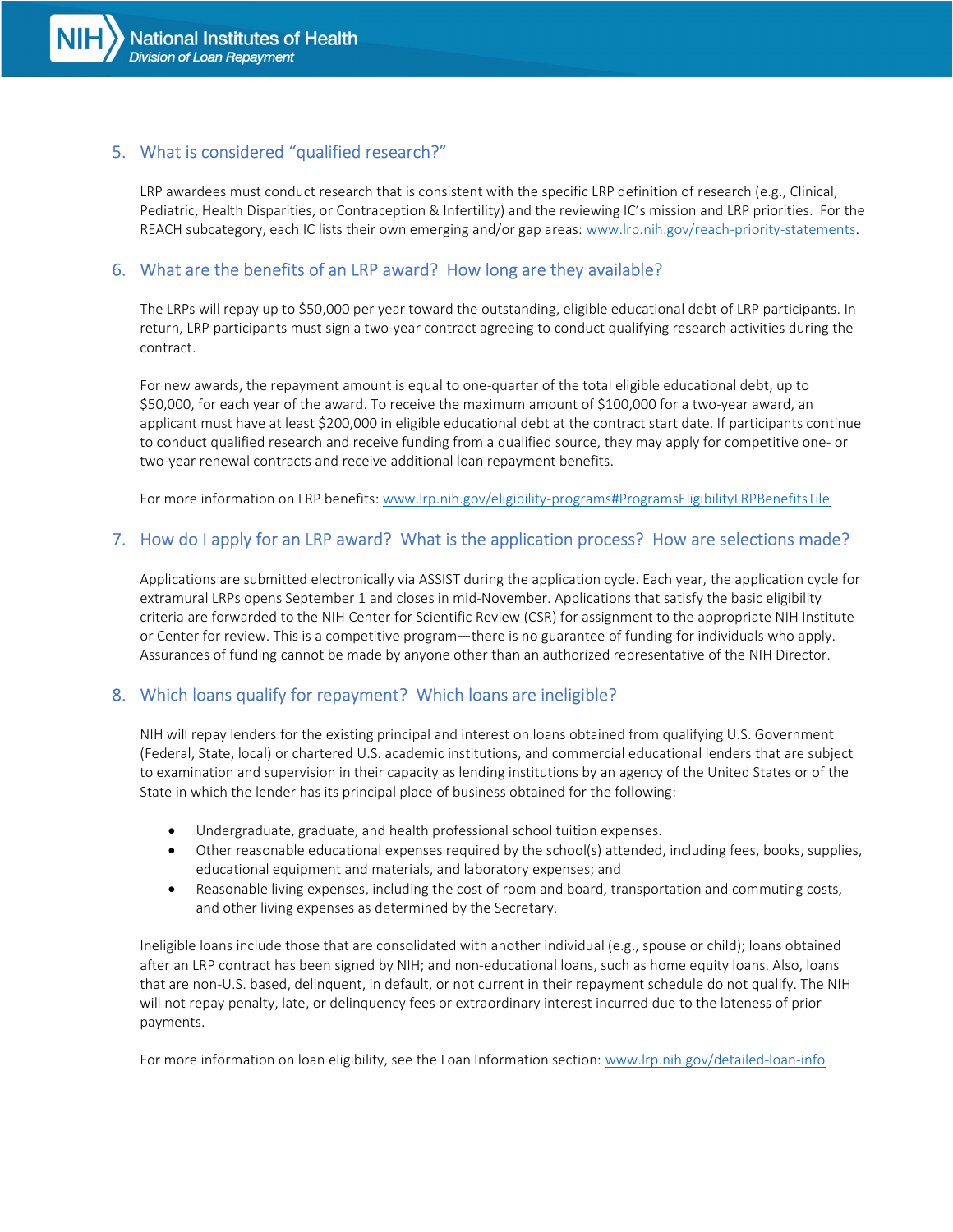## 5. What is considered "qualified research?"

LRP awardees must conduct research that is consistent with the specific LRP definition of research (e.g., Clinical, Pediatric, Health Disparities, or Contraception & Infertility) and the reviewing IC's mission and LRP priorities. For the REACH subcategory, each IC lists their own emerging and/or gap areas: www.lrp.nih.gov/reach-priority-statements.

## 6. What are the benefits of an LRP award? How long are they available?

The LRPs will repay up to $50,000 per year toward the outstanding, eligible educational debt of LRP participants. In return, LRP participants must sign a two-year contract agreeing to conduct qualifying research activities during the contract.

For new awards, the repayment amount is equal to one-quarter of the total eligible educational debt, up to $50,000, for each year of the award. To receive the maximum amount of $100,000 for a two-year award, an applicant must have at least $200,000 in eligible educational debt at the contract start date. If participants continue to conduct qualified research and receive funding from a qualified source, they may apply for competitive one- or two-year renewal contracts and receive additional loan repayment benefits.

For more information on LRP benefits: www.lrp.nih.gov/eligibility-programs#ProgramsEligibilityLRPBenefitsTile

## 7. How do I apply for an LRP award? What is the application process? How are selections made?

Applications are submitted electronically via ASSIST during the application cycle. Each year, the application cycle for extramural LRPs opens September 1 and closes in mid-November. Applications that satisfy the basic eligibility criteria are forwarded to the NIH Center for Scientific Review (CSR) for assignment to the appropriate NIH Institute or Center for review. This is a competitive program—there is no guarantee of funding for individuals who apply. Assurances of funding cannot be made by anyone other than an authorized representative of the NIH Director.

## 8. Which loans qualify for repayment? Which loans are ineligible?

NIH will repay lenders for the existing principal and interest on loans obtained from qualifying U.S. Government (Federal, State, local) or chartered U.S. academic institutions, and commercial educational lenders that are subject to examination and supervision in their capacity as lending institutions by an agency of the United States or of the State in which the lender has its principal place of business obtained for the following:

- Undergraduate, graduate, and health professional school tuition expenses.
- Other reasonable educational expenses required by the school(s) attended, including fees, books, supplies, educational equipment and materials, and laboratory expenses; and
- Reasonable living expenses, including the cost of room and board, transportation and commuting costs, and other living expenses as determined by the Secretary.

Ineligible loans include those that are consolidated with another individual (e.g., spouse or child); loans obtained after an LRP contract has been signed by NIH; and non-educational loans, such as home equity loans. Also, loans that are non-U.S. based, delinquent, in default, or not current in their repayment schedule do not qualify. The NIH will not repay penalty, late, or delinquency fees or extraordinary interest incurred due to the lateness of prior payments.

For more information on loan eligibility, see the Loan Information section: www.lrp.nih.gov/detailed-loan-info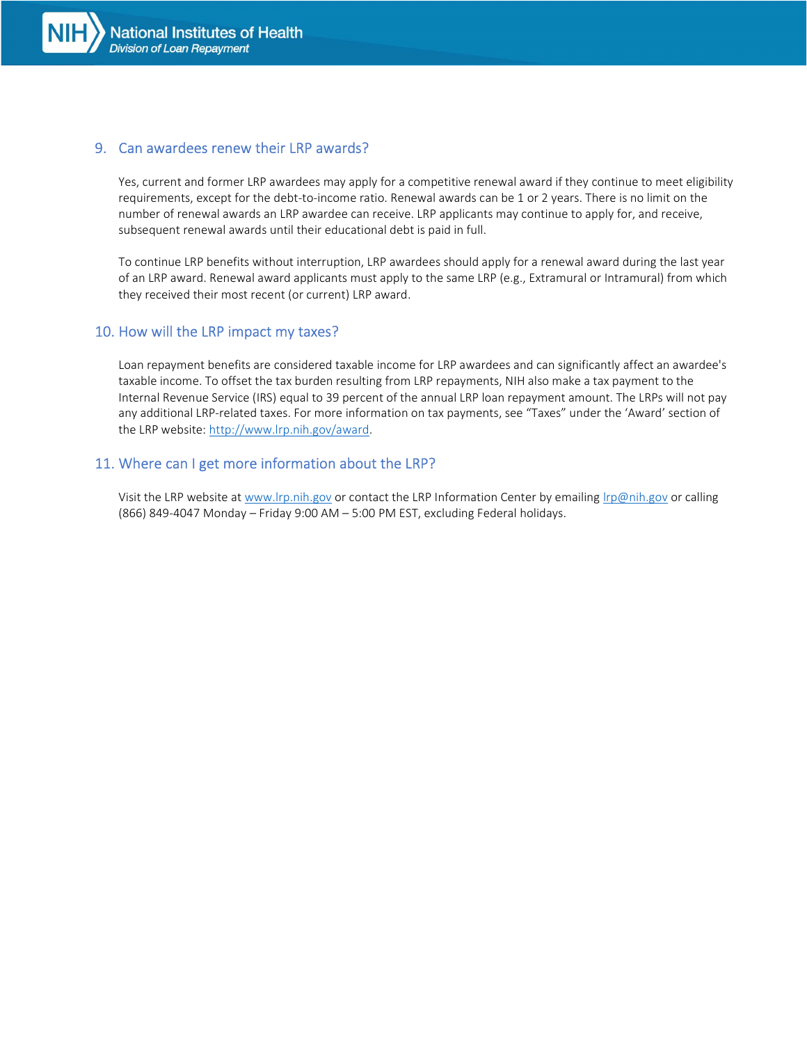## 9. Can awardees renew their LRP awards?

Yes, current and former LRP awardees may apply for a competitive renewal award if they continue to meet eligibility requirements, except for the debt-to-income ratio. Renewal awards can be 1 or 2 years. There is no limit on the number of renewal awards an LRP awardee can receive. LRP applicants may continue to apply for, and receive, subsequent renewal awards until their educational debt is paid in full.

To continue LRP benefits without interruption, LRP awardees should apply for a renewal award during the last year of an LRP award. Renewal award applicants must apply to the same LRP (e.g., Extramural or Intramural) from which they received their most recent (or current) LRP award.

## 10. How will the LRP impact my taxes?

Loan repayment benefits are considered taxable income for LRP awardees and can significantly affect an awardee's taxable income. To offset the tax burden resulting from LRP repayments, NIH also make a tax payment to the Internal Revenue Service (IRS) equal to 39 percent of the annual LRP loan repayment amount. The LRPs will not pay any additional LRP-related taxes. For more information on tax payments, see "Taxes" under the 'Award' section of the LRP website: [http://www.lrp.nih.gov/award](http://www.lrp.nih.gov/award).

## 11. Where can I get more information about the LRP?

Visit the LRP website at [www.lrp.nih.gov](http://www.lrp.nih.gov) or contact the LRP Information Center by emailing [lrp@nih.gov](mailto:lrp@nih.gov) or calling (866) 849-4047 Monday – Friday 9:00 AM – 5:00 PM EST, excluding Federal holidays.